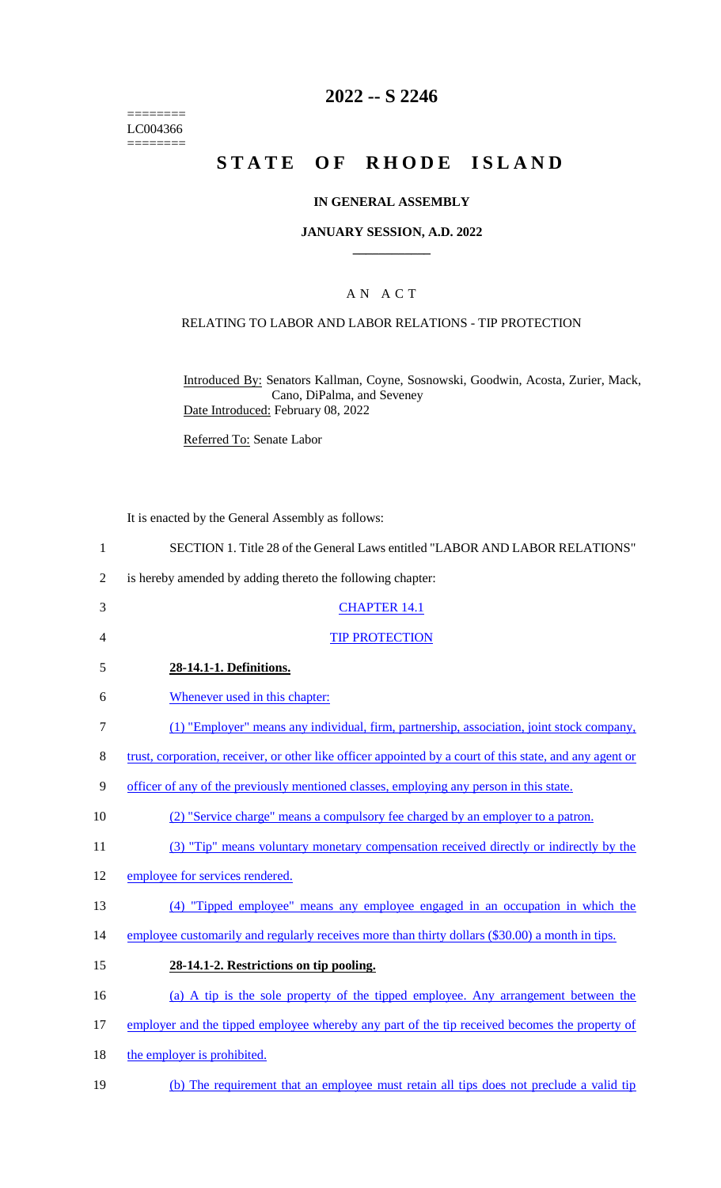========
LC004366
========

# 2022 -- S 2246

# STATE OF RHODE ISLAND

## IN GENERAL ASSEMBLY

### JANUARY SESSION, A.D. 2022

### A N A C T

RELATING TO LABOR AND LABOR RELATIONS - TIP PROTECTION

Introduced By: Senators Kallman, Coyne, Sosnowski, Goodwin, Acosta, Zurier, Mack, Cano, DiPalma, and Seveney

Date Introduced: February 08, 2022

Referred To: Senate Labor

It is enacted by the General Assembly as follows:

1 SECTION 1. Title 28 of the General Laws entitled "LABOR AND LABOR RELATIONS"

2 is hereby amended by adding thereto the following chapter:

3 CHAPTER 14.1

4 TIP PROTECTION

5 **28-14.1-1. Definitions.**

6 Whenever used in this chapter:

7 (1) "Employer" means any individual, firm, partnership, association, joint stock company,

8 trust, corporation, receiver, or other like officer appointed by a court of this state, and any agent or

9 officer of any of the previously mentioned classes, employing any person in this state.

10 (2) "Service charge" means a compulsory fee charged by an employer to a patron.

11 (3) "Tip" means voluntary monetary compensation received directly or indirectly by the

12 employee for services rendered.

13 (4) "Tipped employee" means any employee engaged in an occupation in which the

14 employee customarily and regularly receives more than thirty dollars ($30.00) a month in tips.

15 **28-14.1-2. Restrictions on tip pooling.**

16 (a) A tip is the sole property of the tipped employee. Any arrangement between the

17 employer and the tipped employee whereby any part of the tip received becomes the property of

18 the employer is prohibited.

19 (b) The requirement that an employee must retain all tips does not preclude a valid tip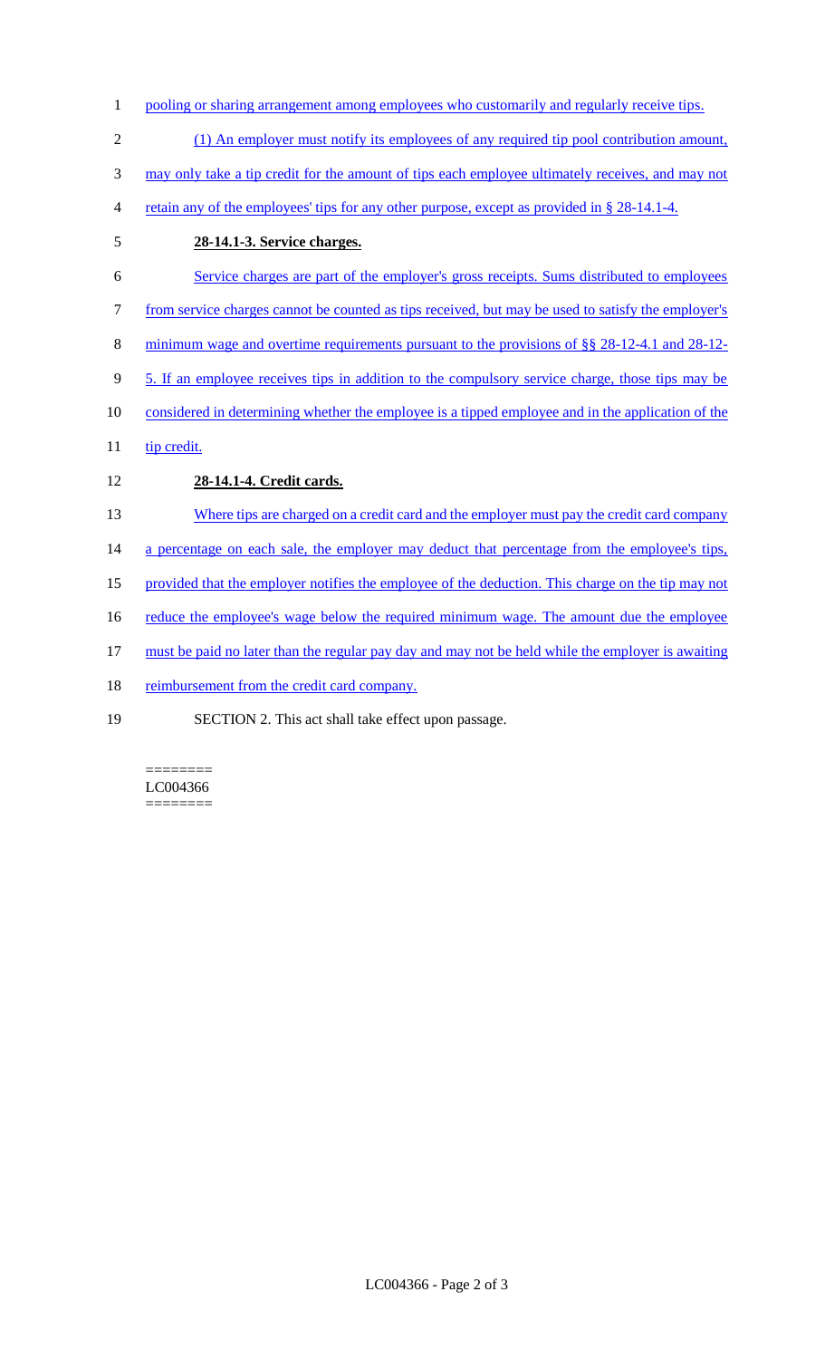pooling or sharing arrangement among employees who customarily and regularly receive tips.

(1) An employer must notify its employees of any required tip pool contribution amount, may only take a tip credit for the amount of tips each employee ultimately receives, and may not retain any of the employees' tips for any other purpose, except as provided in § 28-14.1-4.

**28-14.1-3. Service charges.**

Service charges are part of the employer's gross receipts. Sums distributed to employees from service charges cannot be counted as tips received, but may be used to satisfy the employer's minimum wage and overtime requirements pursuant to the provisions of §§ 28-12-4.1 and 28-12-5. If an employee receives tips in addition to the compulsory service charge, those tips may be considered in determining whether the employee is a tipped employee and in the application of the tip credit.

**28-14.1-4. Credit cards.**

Where tips are charged on a credit card and the employer must pay the credit card company a percentage on each sale, the employer may deduct that percentage from the employee's tips, provided that the employer notifies the employee of the deduction. This charge on the tip may not reduce the employee's wage below the required minimum wage. The amount due the employee must be paid no later than the regular pay day and may not be held while the employer is awaiting reimbursement from the credit card company.

SECTION 2. This act shall take effect upon passage.

========
LC004366
========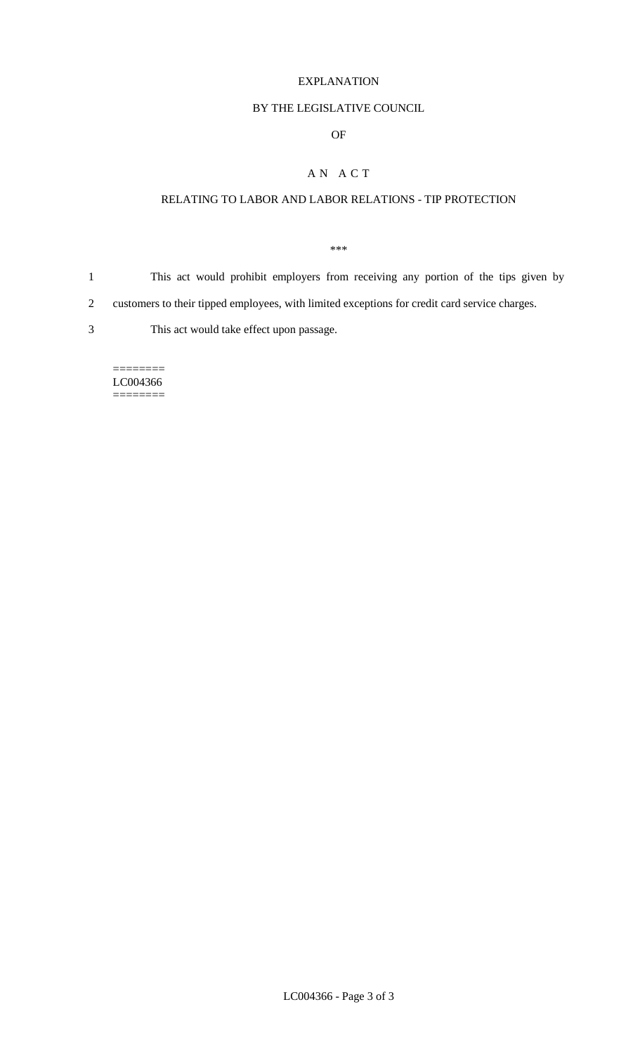EXPLANATION

BY THE LEGISLATIVE COUNCIL

OF

A N A C T

RELATING TO LABOR AND LABOR RELATIONS - TIP PROTECTION

\*\*\*

This act would prohibit employers from receiving any portion of the tips given by customers to their tipped employees, with limited exceptions for credit card service charges.

This act would take effect upon passage.

========
LC004366
========